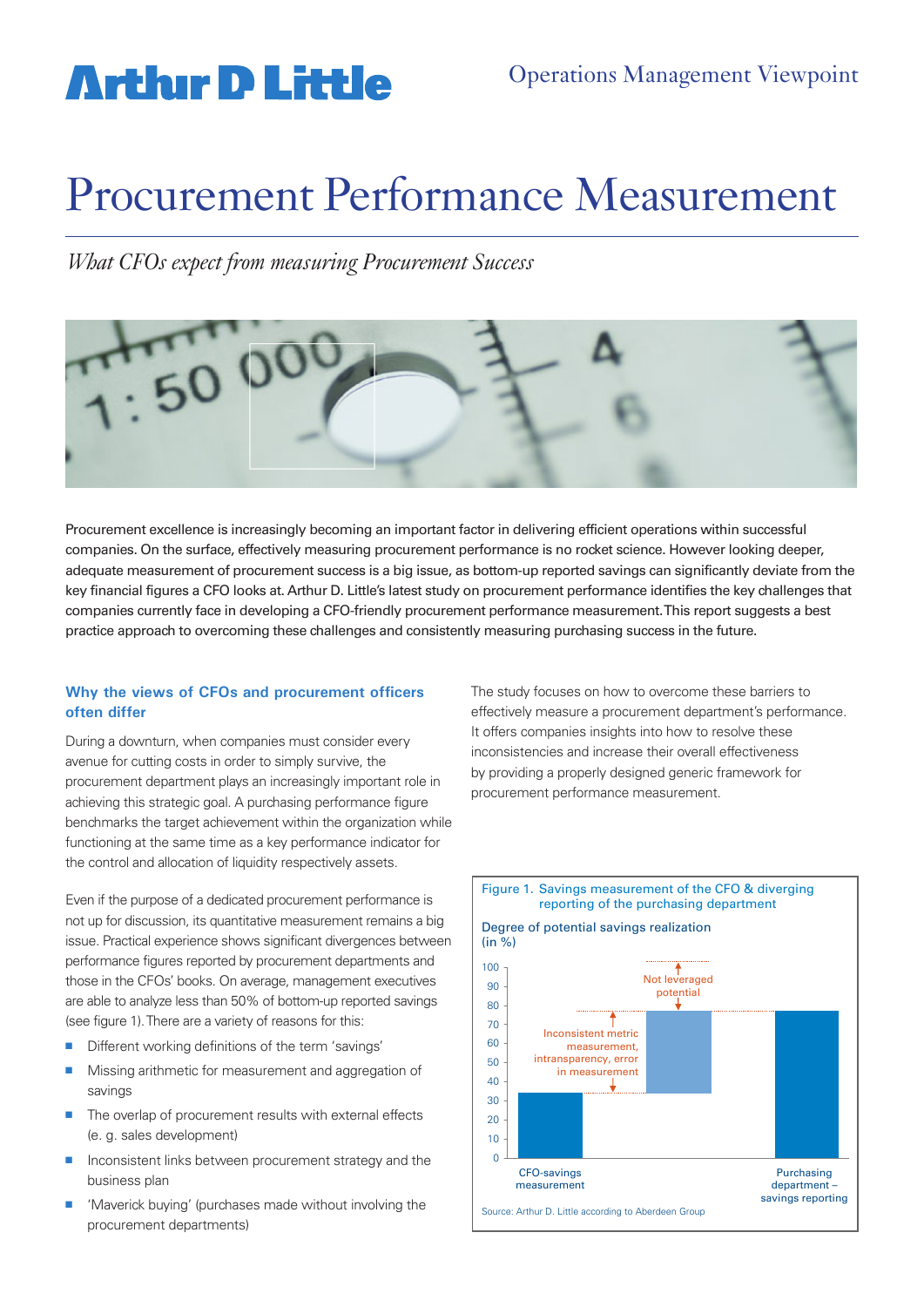Arthur D Little

Operations Management Viewpoint

# Procurement Performance Measurement

*What CFOs expect from measuring Procurement Success*

Procurement excellence is increasingly becoming an important factor in delivering efficient operations within successful companies. On the surface, effectively measuring procurement performance is no rocket science. However looking deeper, adequate measurement of procurement success is a big issue, as bottom-up reported savings can significantly deviate from the key financial figures a CFO looks at. Arthur D. Little's latest study on procurement performance identifies the key challenges that companies currently face in developing a CFO-friendly procurement performance measurement. This report suggests a best practice approach to overcoming these challenges and consistently measuring purchasing success in the future.

## Why the views of CFOs and procurement officers often differ

During a downturn, when companies must consider every avenue for cutting costs in order to simply survive, the procurement department plays an increasingly important role in achieving this strategic goal. A purchasing performance figure benchmarks the target achievement within the organization while functioning at the same time as a key performance indicator for the control and allocation of liquidity respectively assets.

Even if the purpose of a dedicated procurement performance is not up for discussion, its quantitative measurement remains a big issue. Practical experience shows significant divergences between performance figures reported by procurement departments and those in the CFOs' books. On average, management executives are able to analyze less than 50% of bottom-up reported savings (see figure 1). There are a variety of reasons for this:

- Different working definitions of the term 'savings'
- Missing arithmetic for measurement and aggregation of savings
- The overlap of procurement results with external effects (e. g. sales development)
- Inconsistent links between procurement strategy and the business plan
- 'Maverick buying' (purchases made without involving the procurement departments)

The study focuses on how to overcome these barriers to effectively measure a procurement department's performance. It offers companies insights into how to resolve these inconsistencies and increase their overall effectiveness by providing a properly designed generic framework for procurement performance measurement.

Figure 1. Savings measurement of the CFO & diverging reporting of the purchasing department

Degree of potential savings realization (in %)

100
90
80
70
60
50
40
30
20
10
0

Not leveraged potential

Inconsistent metric measurement, intransparency, error in measurement

CFO-savings measurement

Purchasing department – savings reporting

Source: Arthur D. Little according to Aberdeen Group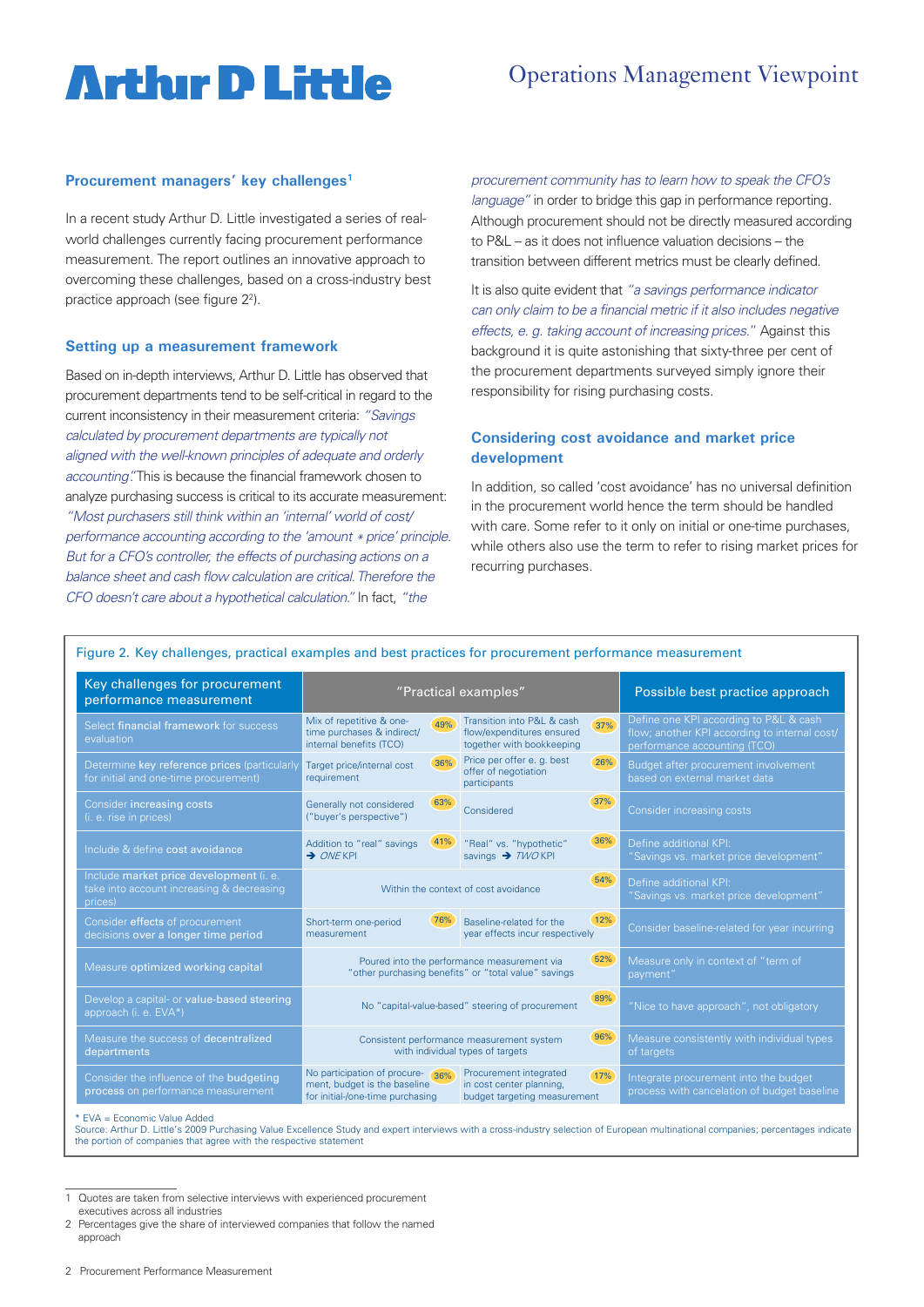## Procurement managers' key challenges[1]

In a recent study Arthur D. Little investigated a series of real-world challenges currently facing procurement performance measurement. The report outlines an innovative approach to overcoming these challenges, based on a cross-industry best practice approach (see figure 2[2]).

## Setting up a measurement framework

Based on in-depth interviews, Arthur D. Little has observed that procurement departments tend to be self-critical in regard to the current inconsistency in their measurement criteria: *"Savings calculated by procurement departments are typically not aligned with the well-known principles of adequate and orderly accounting."* This is because the financial framework chosen to analyze purchasing success is critical to its accurate measurement: *"Most purchasers still think within an 'internal' world of cost/performance accounting according to the 'amount * price' principle. But for a CFO's controller, the effects of purchasing actions on a balance sheet and cash flow calculation are critical. Therefore the CFO doesn't care about a hypothetical calculation."* In fact, *"the procurement community has to learn how to speak the CFO's language"* in order to bridge this gap in performance reporting. Although procurement should not be directly measured according to P&L – as it does not influence valuation decisions – the transition between different metrics must be clearly defined.

It is also quite evident that *"a savings performance indicator can only claim to be a financial metric if it also includes negative effects, e. g. taking account of increasing prices."* Against this background it is quite astonishing that sixty-three per cent of the procurement departments surveyed simply ignore their responsibility for rising purchasing costs.

## Considering cost avoidance and market price development

In addition, so called 'cost avoidance' has no universal definition in the procurement world hence the term should be handled with care. Some refer to it only on initial or one-time purchases, while others also use the term to refer to rising market prices for recurring purchases.

Figure 2. Key challenges, practical examples and best practices for procurement performance measurement

| Key challenges for procurement performance measurement | "Practical examples" | | | | Possible best practice approach |
|---|---|---|---|---|---|
| Select **financial framework** for success evaluation | Mix of repetitive & one-time purchases & indirect/ internal benefits (TCO) | 49% | Transition into P&L & cash flow/expenditures ensured together with bookkeeping | 37% | Define one KPI according to P&L & cash flow; another KPI according to internal cost/ performance accounting (TCO) |
| Determine **key reference prices** (particularly for initial and one-time procurement) | Target price/internal cost requirement | 36% | Price per offer e. g. best offer of negotiation participants | 26% | Budget after procurement involvement based on external market data |
| Consider **increasing costs** (i. e. rise in prices) | Generally not considered ("buyer's perspective") | 63% | Considered | 37% | Consider increasing costs |
| Include & define **cost avoidance** | Addition to "real" savings → *ONE* KPI | 41% | "Real" vs. "hypothetic" savings → *TWO* KPI | 36% | Define additional KPI: "Savings vs. market price development" |
| Include **market price development** (i. e. take into account increasing & decreasing prices) | Within the context of cost avoidance | | | 54% | Define additional KPI: "Savings vs. market price development" |
| Consider **effects** of procurement decisions **over a longer time period** | Short-term one-period measurement | 76% | Baseline-related for the year effects incur respectively | 12% | Consider baseline-related for year incurring |
| Measure **optimized working capital** | Poured into the performance measurement via "other purchasing benefits" or "total value" savings | | | 52% | Measure only in context of "term of payment" |
| Develop a capital- or **value-based steering** approach (i. e. EVA*) | No "capital-value-based" steering of procurement | | | 89% | "Nice to have approach", not obligatory |
| Measure the success of **decentralized departments** | Consistent performance measurement system with individual types of targets | | | 96% | Measure consistently with individual types of targets |
| Consider the influence of the **budgeting process** on performance measurement | No participation of procurement, budget is the baseline for initial-/one-time purchasing | 36% | Procurement integrated in cost center planning, budget targeting measurement | 17% | Integrate procurement into the budget process with cancelation of budget baseline |

\* EVA = Economic Value Added
Source: Arthur D. Little's 2009 Purchasing Value Excellence Study and expert interviews with a cross-industry selection of European multinational companies; percentages indicate the portion of companies that agree with the respective statement

1 Quotes are taken from selective interviews with experienced procurement executives across all industries
2 Percentages give the share of interviewed companies that follow the named approach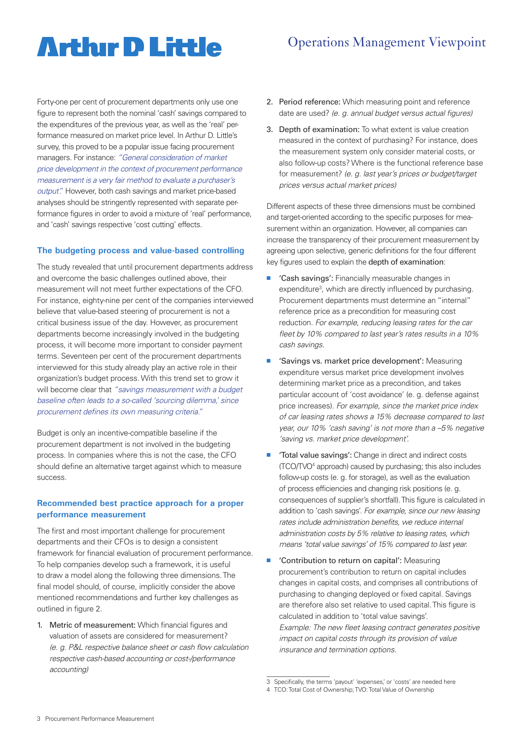Forty-one per cent of procurement departments only use one figure to represent both the nominal 'cash' savings compared to the expenditures of the previous year, as well as the 'real' performance measured on market price level. In Arthur D. Little's survey, this proved to be a popular issue facing procurement managers. For instance: *"General consideration of market price development in the context of procurement performance measurement is a very fair method to evaluate a purchaser's output."* However, both cash savings and market price-based analyses should be stringently represented with separate performance figures in order to avoid a mixture of 'real' performance, and 'cash' savings respective 'cost cutting' effects.

### The budgeting process and value-based controlling

The study revealed that until procurement departments address and overcome the basic challenges outlined above, their measurement will not meet further expectations of the CFO. For instance, eighty-nine per cent of the companies interviewed believe that value-based steering of procurement is not a critical business issue of the day. However, as procurement departments become increasingly involved in the budgeting process, it will become more important to consider payment terms. Seventeen per cent of the procurement departments interviewed for this study already play an active role in their organization's budget process. With this trend set to grow it will become clear that *"savings measurement with a budget baseline often leads to a so-called 'sourcing dilemma,' since procurement defines its own measuring criteria."*

Budget is only an incentive-compatible baseline if the procurement department is not involved in the budgeting process. In companies where this is not the case, the CFO should define an alternative target against which to measure success.

### Recommended best practice approach for a proper performance measurement

The first and most important challenge for procurement departments and their CFOs is to design a consistent framework for financial evaluation of procurement performance. To help companies develop such a framework, it is useful to draw a model along the following three dimensions. The final model should, of course, implicitly consider the above mentioned recommendations and further key challenges as outlined in figure 2.

1. Metric of measurement: Which financial figures and valuation of assets are considered for measurement? *(e. g. P&L respective balance sheet or cash flow calculation respective cash-based accounting or cost-/performance accounting)*
2. Period reference: Which measuring point and reference date are used? *(e. g. annual budget versus actual figures)*
3. Depth of examination: To what extent is value creation measured in the context of purchasing? For instance, does the measurement system only consider material costs, or also follow-up costs? Where is the functional reference base for measurement? *(e. g. last year's prices or budget/target prices versus actual market prices)*

Different aspects of these three dimensions must be combined and target-oriented according to the specific purposes for measurement within an organization. However, all companies can increase the transparency of their procurement measurement by agreeing upon selective, generic definitions for the four different key figures used to explain the depth of examination:

- 'Cash savings': Financially measurable changes in expenditure[3], which are directly influenced by purchasing. Procurement departments must determine an "internal" reference price as a precondition for measuring cost reduction. *For example, reducing leasing rates for the car fleet by 10% compared to last year's rates results in a 10% cash savings.*
- 'Savings vs. market price development': Measuring expenditure versus market price development involves determining market price as a precondition, and takes particular account of 'cost avoidance' (e. g. defense against price increases). *For example, since the market price index of car leasing rates shows a 15% decrease compared to last year, our 10% 'cash saving' is not more than a –5% negative 'saving vs. market price development'.*
- 'Total value savings': Change in direct and indirect costs (TCO/TVO[4] approach) caused by purchasing; this also includes follow-up costs (e. g. for storage), as well as the evaluation of process efficiencies and changing risk positions (e. g. consequences of supplier's shortfall). This figure is calculated in addition to 'cash savings'. *For example, since our new leasing rates include administration benefits, we reduce internal administration costs by 5% relative to leasing rates, which means 'total value savings' of 15% compared to last year.*
- 'Contribution to return on capital': Measuring procurement's contribution to return on capital includes changes in capital costs, and comprises all contributions of purchasing to changing deployed or fixed capital. Savings are therefore also set relative to used capital. This figure is calculated in addition to 'total value savings'.
  *Example: The new fleet leasing contract generates positive impact on capital costs through its provision of value insurance and termination options.*

---

3 Specifically, the terms 'payout' 'expenses,' or 'costs' are needed here

4 TCO: Total Cost of Ownership; TVO: Total Value of Ownership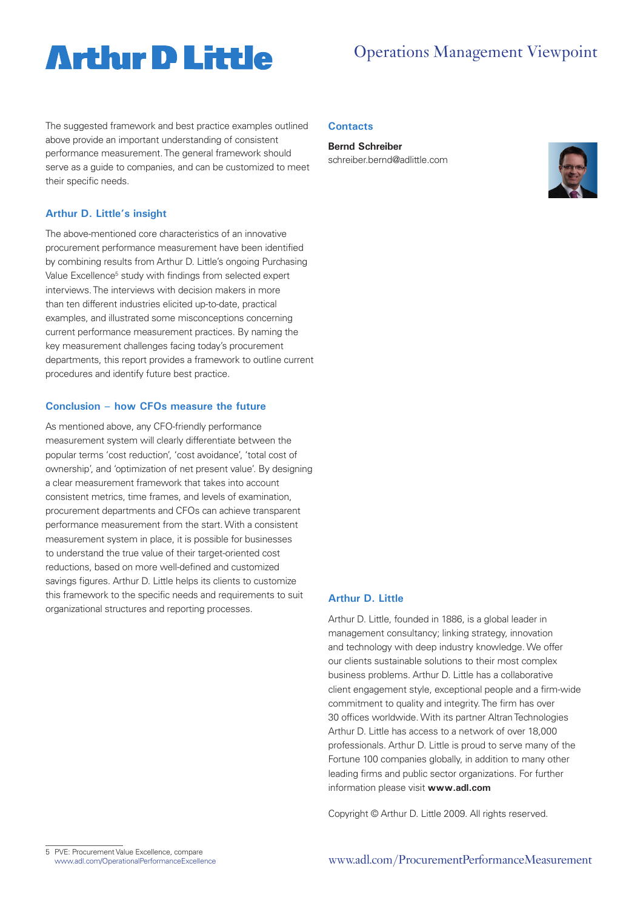The suggested framework and best practice examples outlined above provide an important understanding of consistent performance measurement. The general framework should serve as a guide to companies, and can be customized to meet their specific needs.

## Arthur D. Little's insight

The above-mentioned core characteristics of an innovative procurement performance measurement have been identified by combining results from Arthur D. Little's ongoing Purchasing Value Excellence[5] study with findings from selected expert interviews. The interviews with decision makers in more than ten different industries elicited up-to-date, practical examples, and illustrated some misconceptions concerning current performance measurement practices. By naming the key measurement challenges facing today's procurement departments, this report provides a framework to outline current procedures and identify future best practice.

## Conclusion – how CFOs measure the future

As mentioned above, any CFO-friendly performance measurement system will clearly differentiate between the popular terms 'cost reduction', 'cost avoidance', 'total cost of ownership', and 'optimization of net present value'. By designing a clear measurement framework that takes into account consistent metrics, time frames, and levels of examination, procurement departments and CFOs can achieve transparent performance measurement from the start. With a consistent measurement system in place, it is possible for businesses to understand the true value of their target-oriented cost reductions, based on more well-defined and customized savings figures. Arthur D. Little helps its clients to customize this framework to the specific needs and requirements to suit organizational structures and reporting processes.

## Contacts

**Bernd Schreiber**
schreiber.bernd@adlittle.com

## Arthur D. Little

Arthur D. Little, founded in 1886, is a global leader in management consultancy; linking strategy, innovation and technology with deep industry knowledge. We offer our clients sustainable solutions to their most complex business problems. Arthur D. Little has a collaborative client engagement style, exceptional people and a firm-wide commitment to quality and integrity. The firm has over 30 offices worldwide. With its partner Altran Technologies Arthur D. Little has access to a network of over 18,000 professionals. Arthur D. Little is proud to serve many of the Fortune 100 companies globally, in addition to many other leading firms and public sector organizations. For further information please visit **www.adl.com**

Copyright © Arthur D. Little 2009. All rights reserved.

www.adl.com/ProcurementPerformanceMeasurement

---

5 PVE: Procurement Value Excellence, compare www.adl.com/OperationalPerformanceExcellence